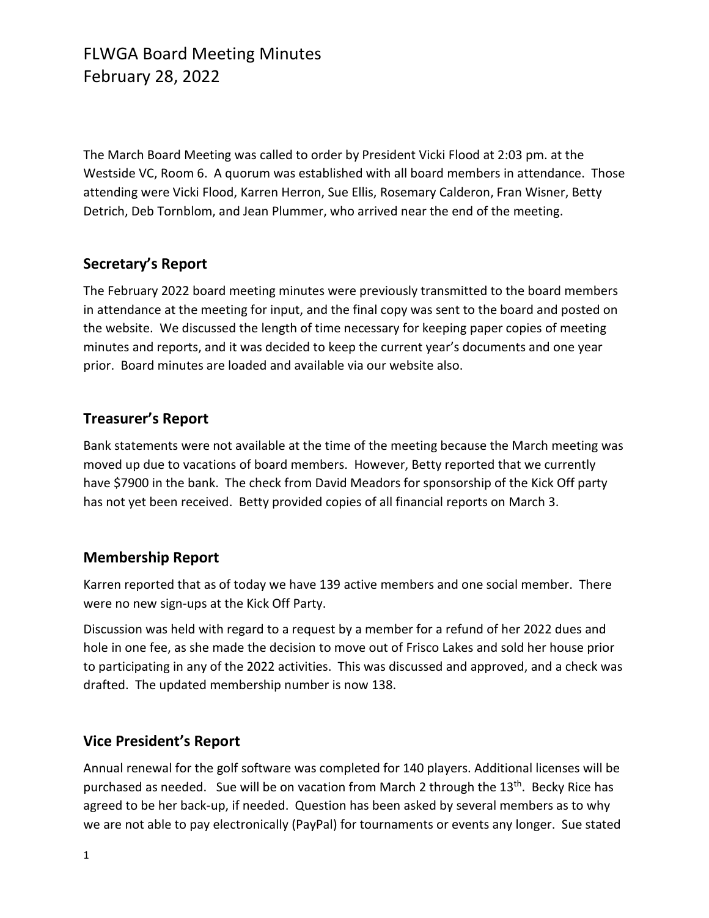# FLWGA Board Meeting Minutes
February 28, 2022

The March Board Meeting was called to order by President Vicki Flood at 2:03 pm. at the Westside VC, Room 6. A quorum was established with all board members in attendance. Those attending were Vicki Flood, Karren Herron, Sue Ellis, Rosemary Calderon, Fran Wisner, Betty Detrich, Deb Tornblom, and Jean Plummer, who arrived near the end of the meeting.

## Secretary's Report

The February 2022 board meeting minutes were previously transmitted to the board members in attendance at the meeting for input, and the final copy was sent to the board and posted on the website. We discussed the length of time necessary for keeping paper copies of meeting minutes and reports, and it was decided to keep the current year's documents and one year prior. Board minutes are loaded and available via our website also.

## Treasurer's Report

Bank statements were not available at the time of the meeting because the March meeting was moved up due to vacations of board members. However, Betty reported that we currently have $7900 in the bank. The check from David Meadors for sponsorship of the Kick Off party has not yet been received. Betty provided copies of all financial reports on March 3.

## Membership Report

Karren reported that as of today we have 139 active members and one social member. There were no new sign-ups at the Kick Off Party.

Discussion was held with regard to a request by a member for a refund of her 2022 dues and hole in one fee, as she made the decision to move out of Frisco Lakes and sold her house prior to participating in any of the 2022 activities. This was discussed and approved, and a check was drafted. The updated membership number is now 138.

## Vice President's Report

Annual renewal for the golf software was completed for 140 players. Additional licenses will be purchased as needed. Sue will be on vacation from March 2 through the 13th. Becky Rice has agreed to be her back-up, if needed. Question has been asked by several members as to why we are not able to pay electronically (PayPal) for tournaments or events any longer. Sue stated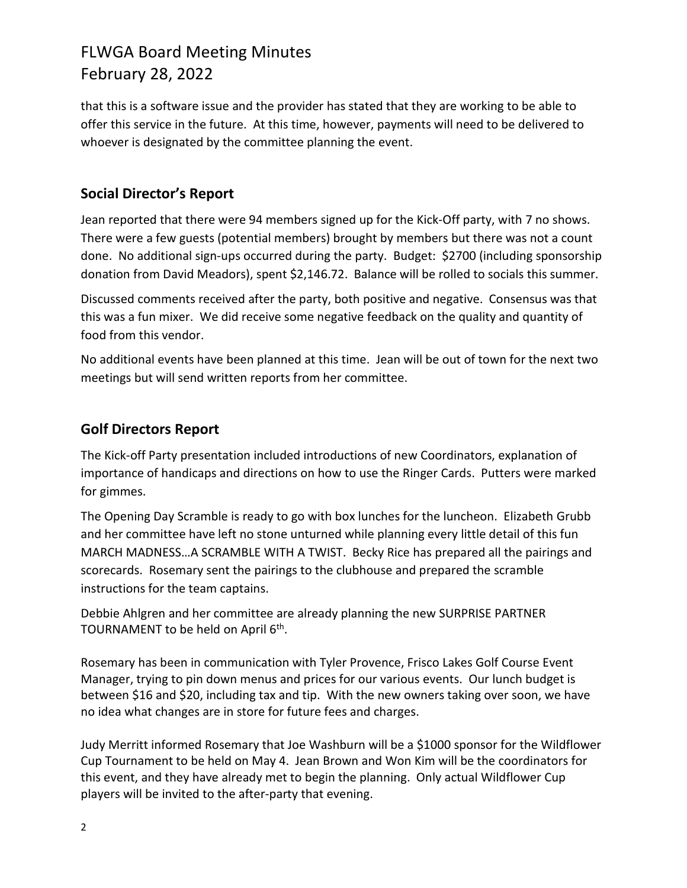that this is a software issue and the provider has stated that they are working to be able to offer this service in the future. At this time, however, payments will need to be delivered to whoever is designated by the committee planning the event.

## Social Director's Report

Jean reported that there were 94 members signed up for the Kick-Off party, with 7 no shows. There were a few guests (potential members) brought by members but there was not a count done. No additional sign-ups occurred during the party. Budget: $2700 (including sponsorship donation from David Meadors), spent $2,146.72. Balance will be rolled to socials this summer.

Discussed comments received after the party, both positive and negative. Consensus was that this was a fun mixer. We did receive some negative feedback on the quality and quantity of food from this vendor.

No additional events have been planned at this time. Jean will be out of town for the next two meetings but will send written reports from her committee.

## Golf Directors Report

The Kick-off Party presentation included introductions of new Coordinators, explanation of importance of handicaps and directions on how to use the Ringer Cards. Putters were marked for gimmes.

The Opening Day Scramble is ready to go with box lunches for the luncheon. Elizabeth Grubb and her committee have left no stone unturned while planning every little detail of this fun MARCH MADNESS…A SCRAMBLE WITH A TWIST. Becky Rice has prepared all the pairings and scorecards. Rosemary sent the pairings to the clubhouse and prepared the scramble instructions for the team captains.

Debbie Ahlgren and her committee are already planning the new SURPRISE PARTNER TOURNAMENT to be held on April 6th.

Rosemary has been in communication with Tyler Provence, Frisco Lakes Golf Course Event Manager, trying to pin down menus and prices for our various events. Our lunch budget is between $16 and $20, including tax and tip. With the new owners taking over soon, we have no idea what changes are in store for future fees and charges.

Judy Merritt informed Rosemary that Joe Washburn will be a $1000 sponsor for the Wildflower Cup Tournament to be held on May 4. Jean Brown and Won Kim will be the coordinators for this event, and they have already met to begin the planning. Only actual Wildflower Cup players will be invited to the after-party that evening.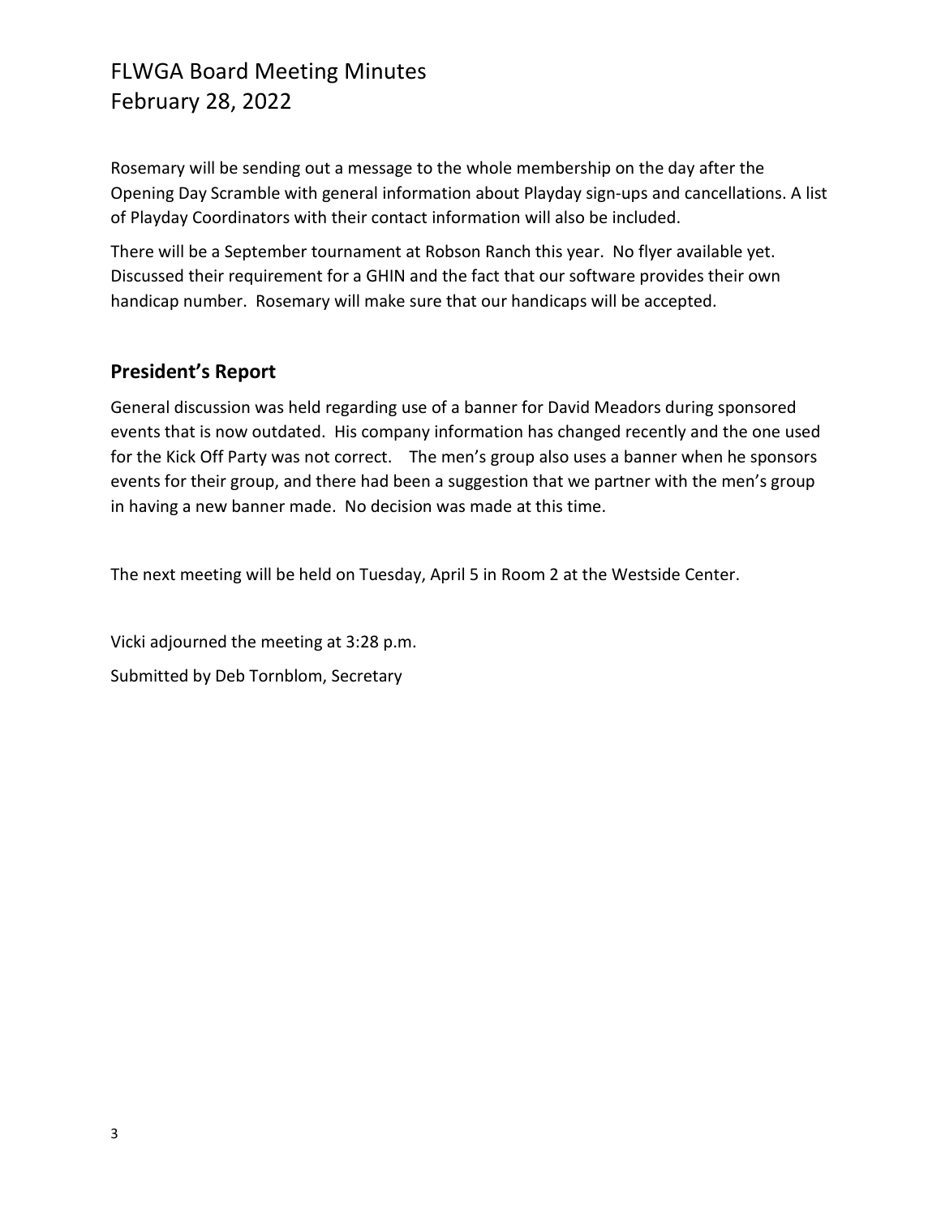Rosemary will be sending out a message to the whole membership on the day after the Opening Day Scramble with general information about Playday sign-ups and cancellations. A list of Playday Coordinators with their contact information will also be included.

There will be a September tournament at Robson Ranch this year. No flyer available yet. Discussed their requirement for a GHIN and the fact that our software provides their own handicap number. Rosemary will make sure that our handicaps will be accepted.

## President's Report

General discussion was held regarding use of a banner for David Meadors during sponsored events that is now outdated. His company information has changed recently and the one used for the Kick Off Party was not correct. The men's group also uses a banner when he sponsors events for their group, and there had been a suggestion that we partner with the men's group in having a new banner made. No decision was made at this time.

The next meeting will be held on Tuesday, April 5 in Room 2 at the Westside Center.

Vicki adjourned the meeting at 3:28 p.m.

Submitted by Deb Tornblom, Secretary